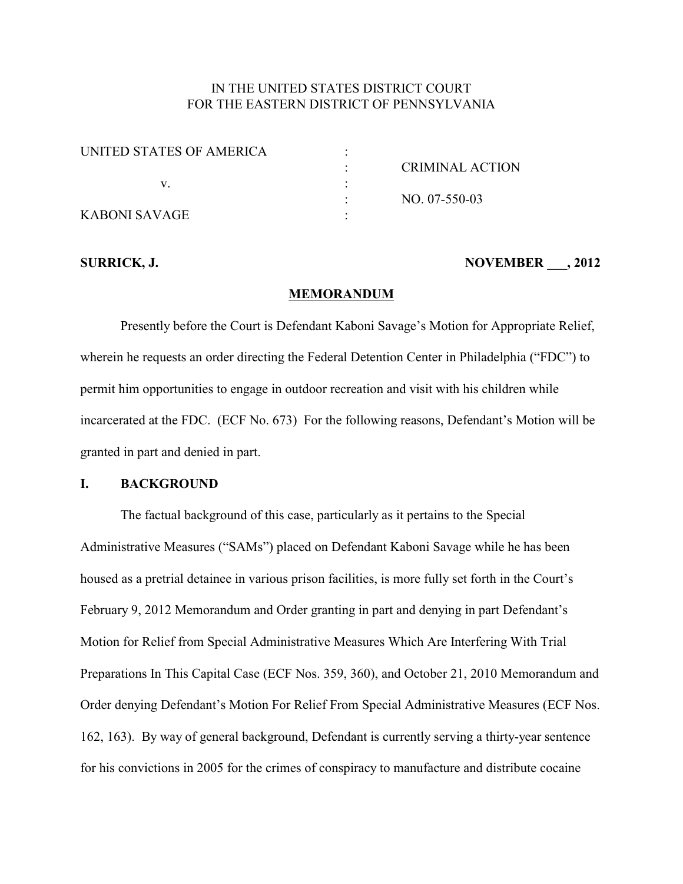IN THE UNITED STATES DISTRICT COURT
FOR THE EASTERN DISTRICT OF PENNSYLVANIA

| | | |
|---|---|---|
| UNITED STATES OF AMERICA | : | |
| | : | CRIMINAL ACTION |
| v. | : | |
| | : | NO. 07-550-03 |
| KABONI SAVAGE | : | |

**SURRICK, J.** **NOVEMBER ___, 2012**

## MEMORANDUM

Presently before the Court is Defendant Kaboni Savage's Motion for Appropriate Relief, wherein he requests an order directing the Federal Detention Center in Philadelphia ("FDC") to permit him opportunities to engage in outdoor recreation and visit with his children while incarcerated at the FDC. (ECF No. 673) For the following reasons, Defendant's Motion will be granted in part and denied in part.

## I. BACKGROUND

The factual background of this case, particularly as it pertains to the Special Administrative Measures ("SAMs") placed on Defendant Kaboni Savage while he has been housed as a pretrial detainee in various prison facilities, is more fully set forth in the Court's February 9, 2012 Memorandum and Order granting in part and denying in part Defendant's Motion for Relief from Special Administrative Measures Which Are Interfering With Trial Preparations In This Capital Case (ECF Nos. 359, 360), and October 21, 2010 Memorandum and Order denying Defendant's Motion For Relief From Special Administrative Measures (ECF Nos. 162, 163). By way of general background, Defendant is currently serving a thirty-year sentence for his convictions in 2005 for the crimes of conspiracy to manufacture and distribute cocaine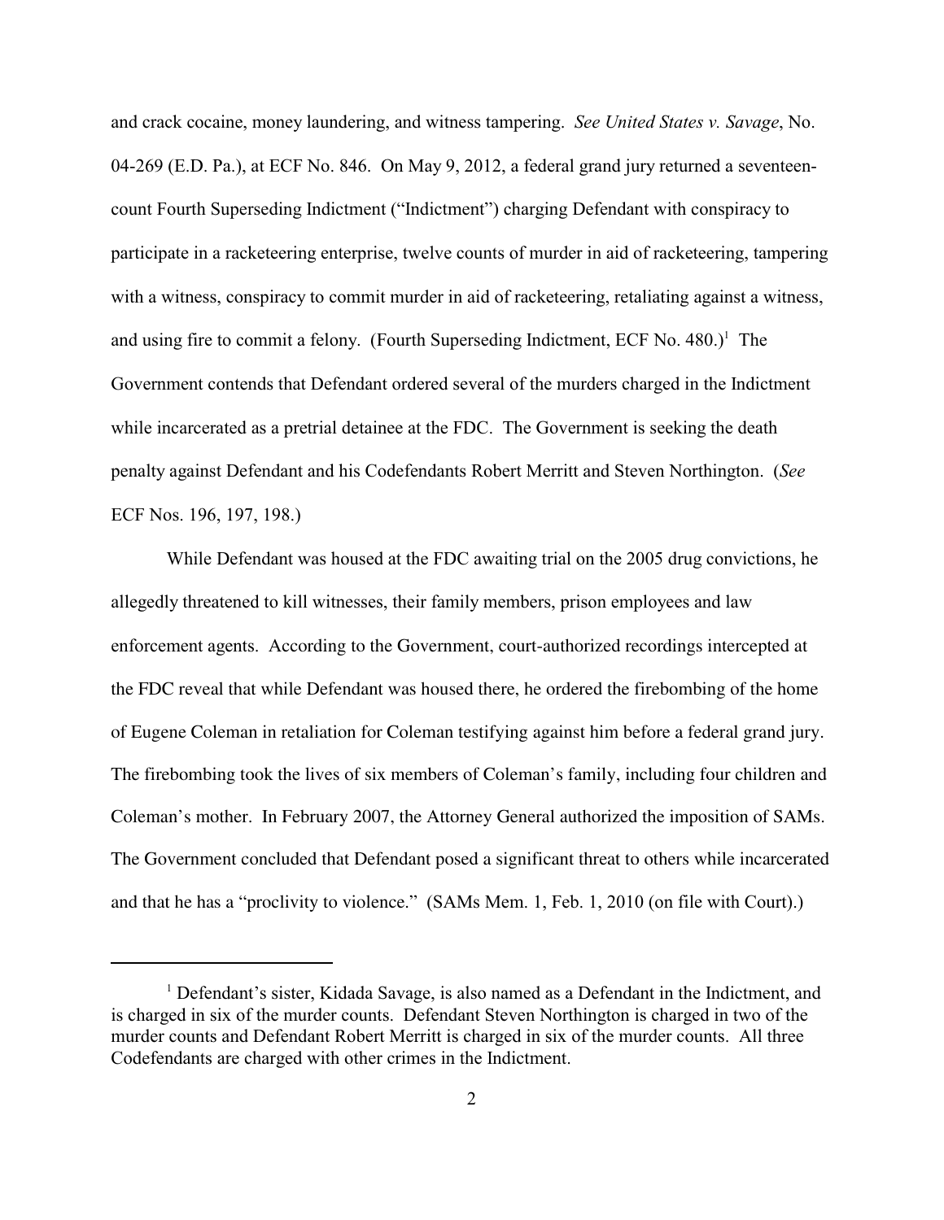and crack cocaine, money laundering, and witness tampering. *See United States v. Savage*, No. 04-269 (E.D. Pa.), at ECF No. 846. On May 9, 2012, a federal grand jury returned a seventeen-count Fourth Superseding Indictment ("Indictment") charging Defendant with conspiracy to participate in a racketeering enterprise, twelve counts of murder in aid of racketeering, tampering with a witness, conspiracy to commit murder in aid of racketeering, retaliating against a witness, and using fire to commit a felony. (Fourth Superseding Indictment, ECF No. 480.)[1] The Government contends that Defendant ordered several of the murders charged in the Indictment while incarcerated as a pretrial detainee at the FDC. The Government is seeking the death penalty against Defendant and his Codefendants Robert Merritt and Steven Northington. (*See* ECF Nos. 196, 197, 198.)

While Defendant was housed at the FDC awaiting trial on the 2005 drug convictions, he allegedly threatened to kill witnesses, their family members, prison employees and law enforcement agents. According to the Government, court-authorized recordings intercepted at the FDC reveal that while Defendant was housed there, he ordered the firebombing of the home of Eugene Coleman in retaliation for Coleman testifying against him before a federal grand jury. The firebombing took the lives of six members of Coleman's family, including four children and Coleman's mother. In February 2007, the Attorney General authorized the imposition of SAMs. The Government concluded that Defendant posed a significant threat to others while incarcerated and that he has a "proclivity to violence." (SAMs Mem. 1, Feb. 1, 2010 (on file with Court).)

[1] Defendant's sister, Kidada Savage, is also named as a Defendant in the Indictment, and is charged in six of the murder counts. Defendant Steven Northington is charged in two of the murder counts and Defendant Robert Merritt is charged in six of the murder counts. All three Codefendants are charged with other crimes in the Indictment.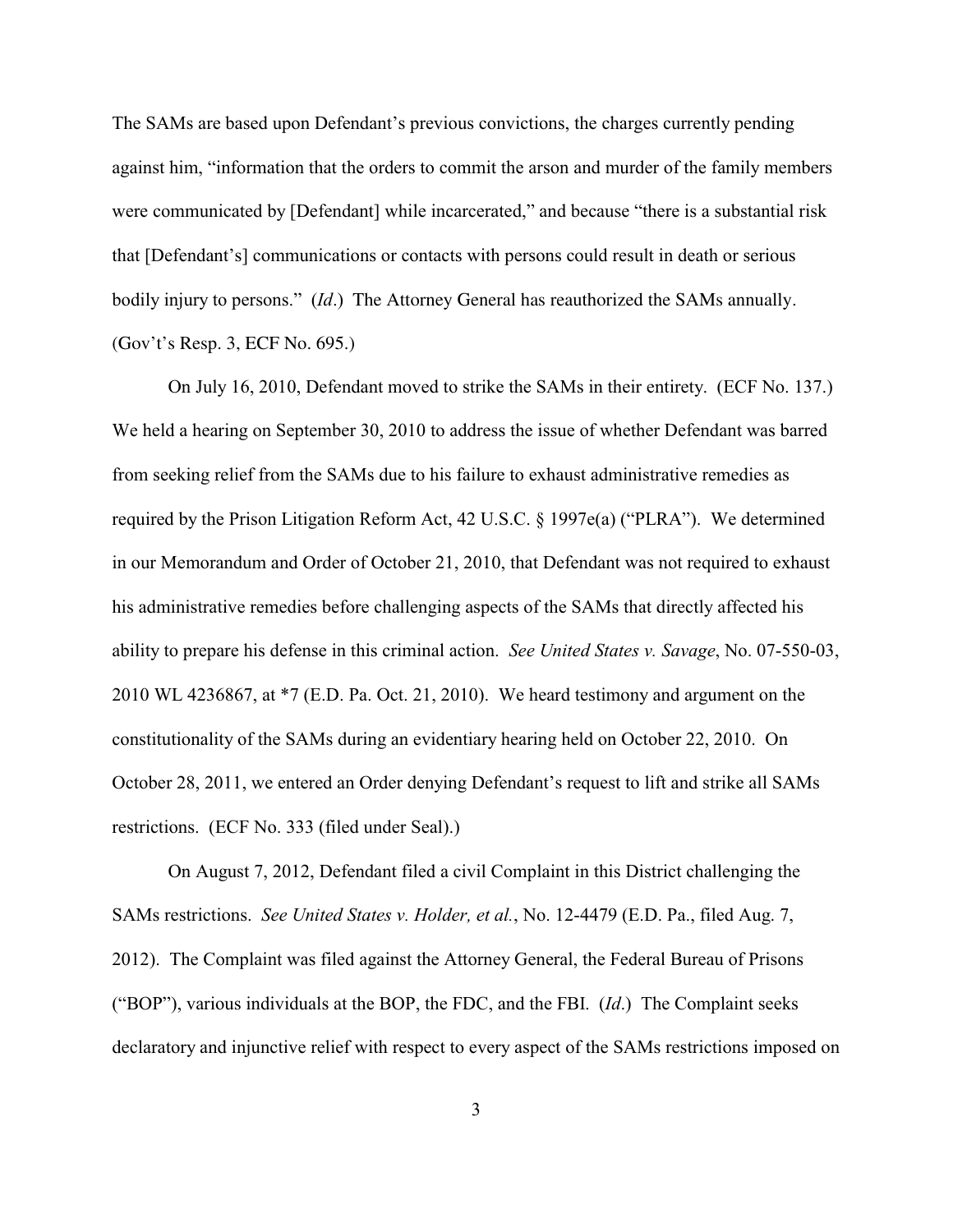The SAMs are based upon Defendant's previous convictions, the charges currently pending against him, "information that the orders to commit the arson and murder of the family members were communicated by [Defendant] while incarcerated," and because "there is a substantial risk that [Defendant's] communications or contacts with persons could result in death or serious bodily injury to persons." (*Id*.) The Attorney General has reauthorized the SAMs annually. (Gov't's Resp. 3, ECF No. 695.)

On July 16, 2010, Defendant moved to strike the SAMs in their entirety. (ECF No. 137.) We held a hearing on September 30, 2010 to address the issue of whether Defendant was barred from seeking relief from the SAMs due to his failure to exhaust administrative remedies as required by the Prison Litigation Reform Act, 42 U.S.C. § 1997e(a) ("PLRA"). We determined in our Memorandum and Order of October 21, 2010, that Defendant was not required to exhaust his administrative remedies before challenging aspects of the SAMs that directly affected his ability to prepare his defense in this criminal action. *See United States v. Savage*, No. 07-550-03, 2010 WL 4236867, at *7 (E.D. Pa. Oct. 21, 2010). We heard testimony and argument on the constitutionality of the SAMs during an evidentiary hearing held on October 22, 2010. On October 28, 2011, we entered an Order denying Defendant's request to lift and strike all SAMs restrictions. (ECF No. 333 (filed under Seal).)

On August 7, 2012, Defendant filed a civil Complaint in this District challenging the SAMs restrictions. *See United States v. Holder, et al.*, No. 12-4479 (E.D. Pa., filed Aug. 7, 2012). The Complaint was filed against the Attorney General, the Federal Bureau of Prisons ("BOP"), various individuals at the BOP, the FDC, and the FBI. (*Id*.) The Complaint seeks declaratory and injunctive relief with respect to every aspect of the SAMs restrictions imposed on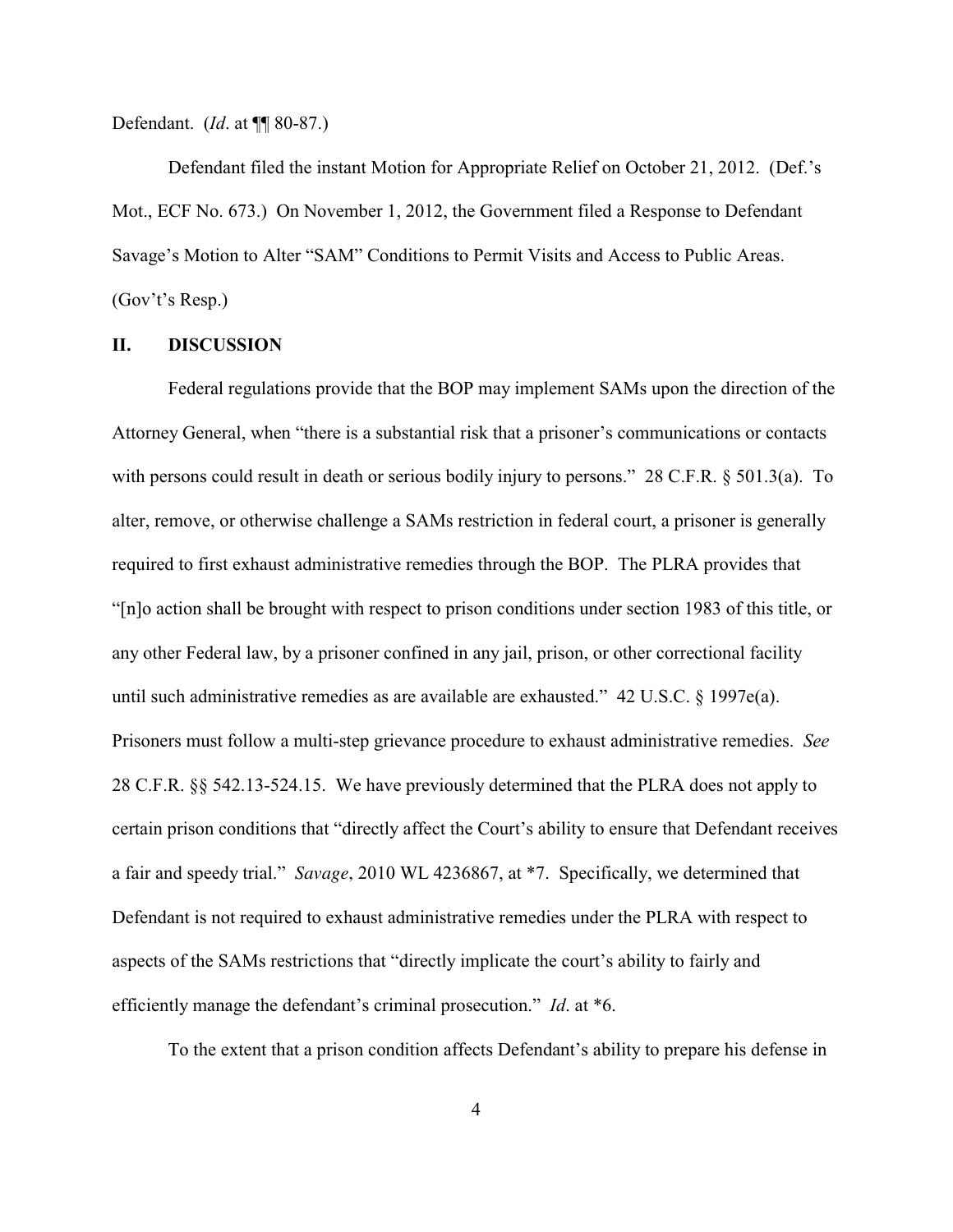Defendant. (*Id*. at ¶¶ 80-87.)

Defendant filed the instant Motion for Appropriate Relief on October 21, 2012. (Def.'s Mot., ECF No. 673.) On November 1, 2012, the Government filed a Response to Defendant Savage's Motion to Alter "SAM" Conditions to Permit Visits and Access to Public Areas. (Gov't's Resp.)

## II. DISCUSSION

Federal regulations provide that the BOP may implement SAMs upon the direction of the Attorney General, when "there is a substantial risk that a prisoner's communications or contacts with persons could result in death or serious bodily injury to persons." 28 C.F.R. § 501.3(a). To alter, remove, or otherwise challenge a SAMs restriction in federal court, a prisoner is generally required to first exhaust administrative remedies through the BOP. The PLRA provides that "[n]o action shall be brought with respect to prison conditions under section 1983 of this title, or any other Federal law, by a prisoner confined in any jail, prison, or other correctional facility until such administrative remedies as are available are exhausted." 42 U.S.C. § 1997e(a). Prisoners must follow a multi-step grievance procedure to exhaust administrative remedies. *See* 28 C.F.R. §§ 542.13-524.15. We have previously determined that the PLRA does not apply to certain prison conditions that "directly affect the Court's ability to ensure that Defendant receives a fair and speedy trial." *Savage*, 2010 WL 4236867, at *7. Specifically, we determined that Defendant is not required to exhaust administrative remedies under the PLRA with respect to aspects of the SAMs restrictions that "directly implicate the court's ability to fairly and efficiently manage the defendant's criminal prosecution." *Id*. at *6.

To the extent that a prison condition affects Defendant's ability to prepare his defense in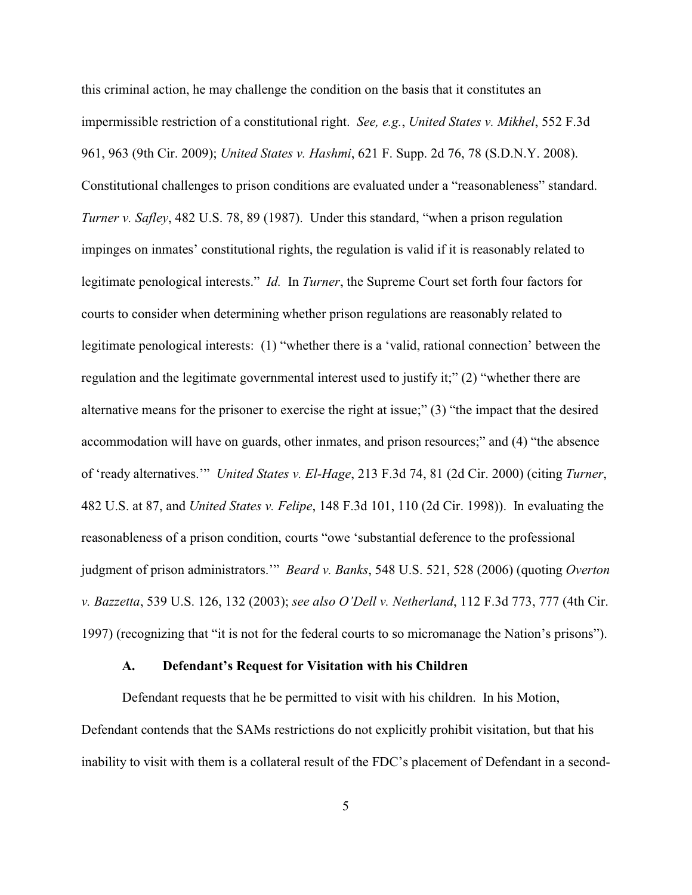this criminal action, he may challenge the condition on the basis that it constitutes an impermissible restriction of a constitutional right. *See, e.g.*, *United States v. Mikhel*, 552 F.3d 961, 963 (9th Cir. 2009); *United States v. Hashmi*, 621 F. Supp. 2d 76, 78 (S.D.N.Y. 2008). Constitutional challenges to prison conditions are evaluated under a "reasonableness" standard. *Turner v. Safley*, 482 U.S. 78, 89 (1987). Under this standard, "when a prison regulation impinges on inmates' constitutional rights, the regulation is valid if it is reasonably related to legitimate penological interests." *Id.* In *Turner*, the Supreme Court set forth four factors for courts to consider when determining whether prison regulations are reasonably related to legitimate penological interests: (1) "whether there is a 'valid, rational connection' between the regulation and the legitimate governmental interest used to justify it;" (2) "whether there are alternative means for the prisoner to exercise the right at issue;" (3) "the impact that the desired accommodation will have on guards, other inmates, and prison resources;" and (4) "the absence of 'ready alternatives.'" *United States v. El-Hage*, 213 F.3d 74, 81 (2d Cir. 2000) (citing *Turner*, 482 U.S. at 87, and *United States v. Felipe*, 148 F.3d 101, 110 (2d Cir. 1998)). In evaluating the reasonableness of a prison condition, courts "owe 'substantial deference to the professional judgment of prison administrators.'" *Beard v. Banks*, 548 U.S. 521, 528 (2006) (quoting *Overton v. Bazzetta*, 539 U.S. 126, 132 (2003); *see also O'Dell v. Netherland*, 112 F.3d 773, 777 (4th Cir. 1997) (recognizing that "it is not for the federal courts to so micromanage the Nation's prisons").

### A. Defendant's Request for Visitation with his Children

Defendant requests that he be permitted to visit with his children. In his Motion, Defendant contends that the SAMs restrictions do not explicitly prohibit visitation, but that his inability to visit with them is a collateral result of the FDC's placement of Defendant in a second-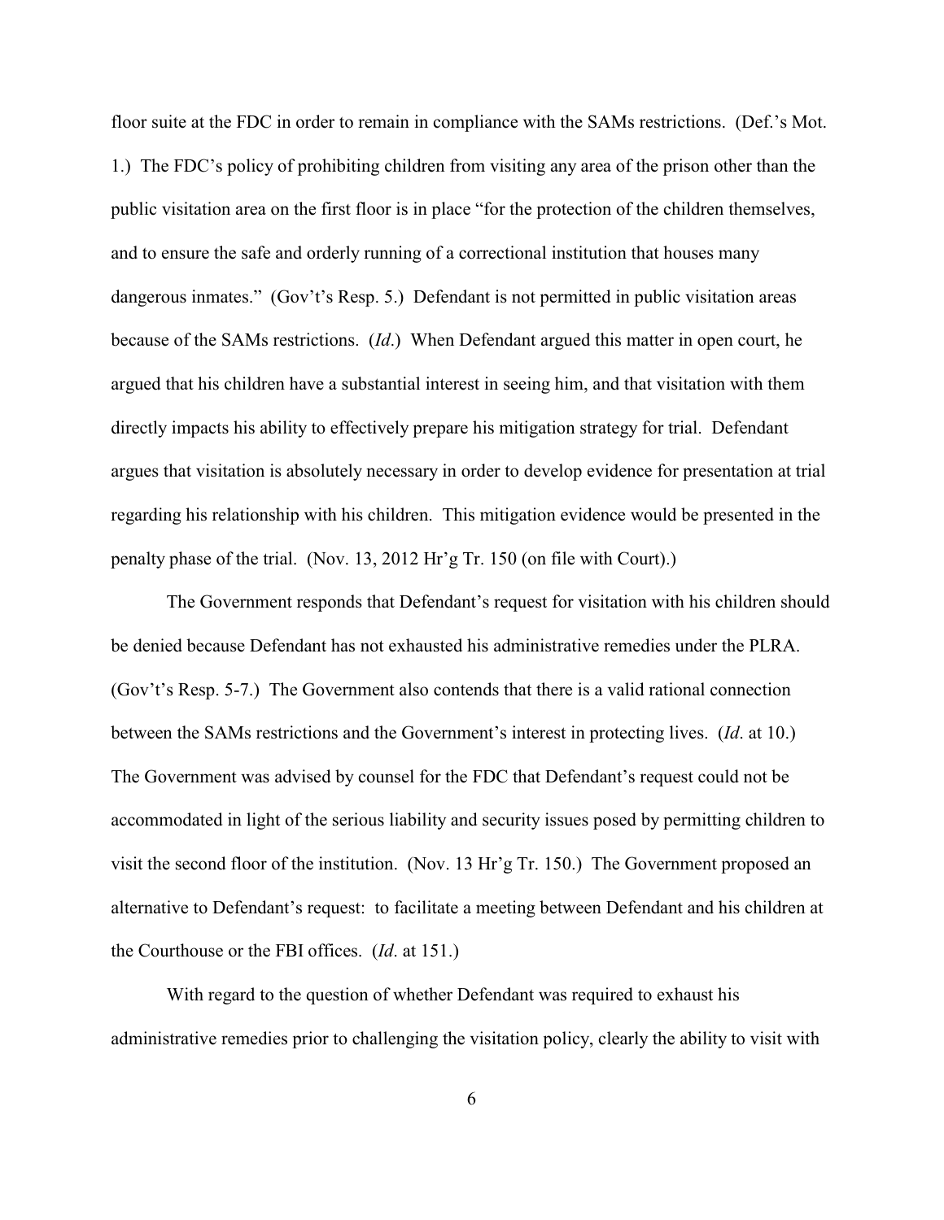floor suite at the FDC in order to remain in compliance with the SAMs restrictions. (Def.'s Mot. 1.) The FDC's policy of prohibiting children from visiting any area of the prison other than the public visitation area on the first floor is in place "for the protection of the children themselves, and to ensure the safe and orderly running of a correctional institution that houses many dangerous inmates." (Gov't's Resp. 5.) Defendant is not permitted in public visitation areas because of the SAMs restrictions. (*Id*.) When Defendant argued this matter in open court, he argued that his children have a substantial interest in seeing him, and that visitation with them directly impacts his ability to effectively prepare his mitigation strategy for trial. Defendant argues that visitation is absolutely necessary in order to develop evidence for presentation at trial regarding his relationship with his children. This mitigation evidence would be presented in the penalty phase of the trial. (Nov. 13, 2012 Hr'g Tr. 150 (on file with Court).)

The Government responds that Defendant's request for visitation with his children should be denied because Defendant has not exhausted his administrative remedies under the PLRA. (Gov't's Resp. 5-7.) The Government also contends that there is a valid rational connection between the SAMs restrictions and the Government's interest in protecting lives. (*Id*. at 10.) The Government was advised by counsel for the FDC that Defendant's request could not be accommodated in light of the serious liability and security issues posed by permitting children to visit the second floor of the institution. (Nov. 13 Hr'g Tr. 150.) The Government proposed an alternative to Defendant's request: to facilitate a meeting between Defendant and his children at the Courthouse or the FBI offices. (*Id*. at 151.)

With regard to the question of whether Defendant was required to exhaust his administrative remedies prior to challenging the visitation policy, clearly the ability to visit with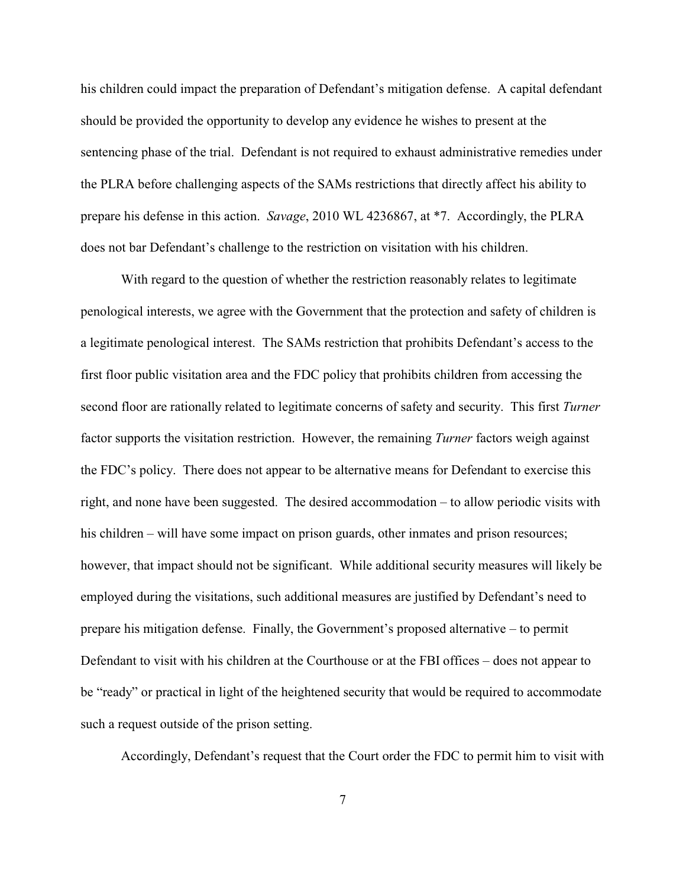his children could impact the preparation of Defendant's mitigation defense. A capital defendant should be provided the opportunity to develop any evidence he wishes to present at the sentencing phase of the trial. Defendant is not required to exhaust administrative remedies under the PLRA before challenging aspects of the SAMs restrictions that directly affect his ability to prepare his defense in this action. *Savage*, 2010 WL 4236867, at *7. Accordingly, the PLRA does not bar Defendant's challenge to the restriction on visitation with his children.

With regard to the question of whether the restriction reasonably relates to legitimate penological interests, we agree with the Government that the protection and safety of children is a legitimate penological interest. The SAMs restriction that prohibits Defendant's access to the first floor public visitation area and the FDC policy that prohibits children from accessing the second floor are rationally related to legitimate concerns of safety and security. This first *Turner* factor supports the visitation restriction. However, the remaining *Turner* factors weigh against the FDC's policy. There does not appear to be alternative means for Defendant to exercise this right, and none have been suggested. The desired accommodation – to allow periodic visits with his children – will have some impact on prison guards, other inmates and prison resources; however, that impact should not be significant. While additional security measures will likely be employed during the visitations, such additional measures are justified by Defendant's need to prepare his mitigation defense. Finally, the Government's proposed alternative – to permit Defendant to visit with his children at the Courthouse or at the FBI offices – does not appear to be "ready" or practical in light of the heightened security that would be required to accommodate such a request outside of the prison setting.

Accordingly, Defendant's request that the Court order the FDC to permit him to visit with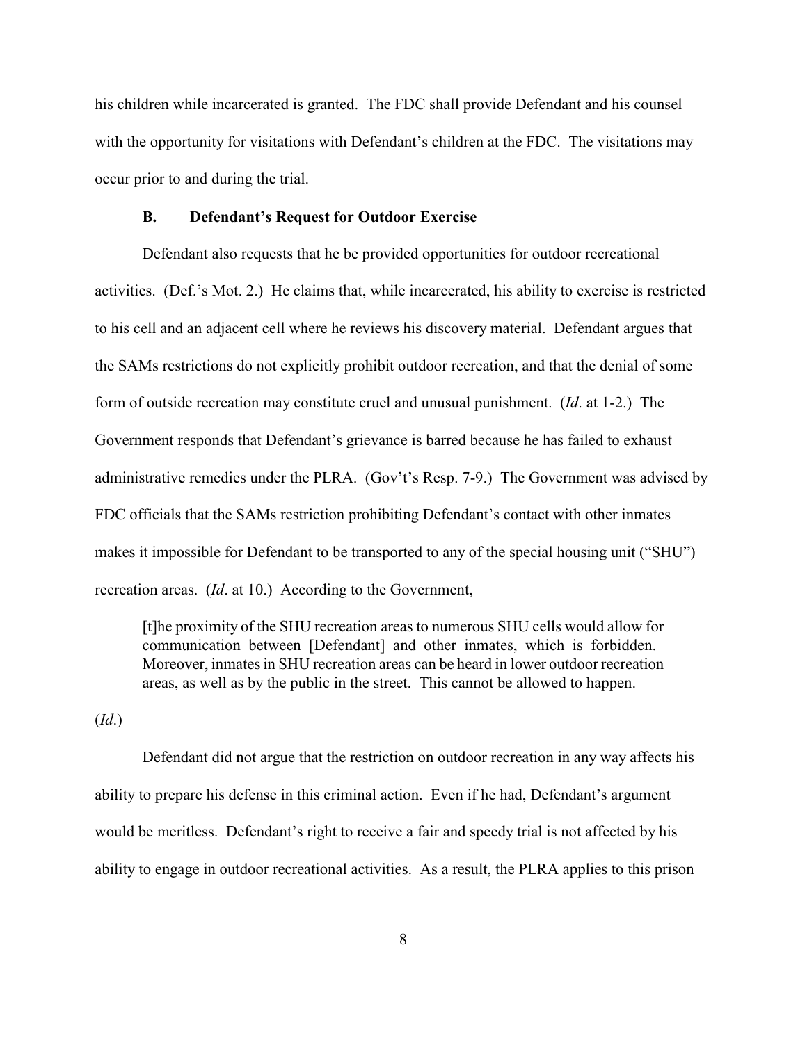his children while incarcerated is granted. The FDC shall provide Defendant and his counsel with the opportunity for visitations with Defendant's children at the FDC. The visitations may occur prior to and during the trial.

### B. Defendant's Request for Outdoor Exercise

Defendant also requests that he be provided opportunities for outdoor recreational activities. (Def.'s Mot. 2.) He claims that, while incarcerated, his ability to exercise is restricted to his cell and an adjacent cell where he reviews his discovery material. Defendant argues that the SAMs restrictions do not explicitly prohibit outdoor recreation, and that the denial of some form of outside recreation may constitute cruel and unusual punishment. (*Id*. at 1-2.) The Government responds that Defendant's grievance is barred because he has failed to exhaust administrative remedies under the PLRA. (Gov't's Resp. 7-9.) The Government was advised by FDC officials that the SAMs restriction prohibiting Defendant's contact with other inmates makes it impossible for Defendant to be transported to any of the special housing unit ("SHU") recreation areas. (*Id*. at 10.) According to the Government,

> [t]he proximity of the SHU recreation areas to numerous SHU cells would allow for communication between [Defendant] and other inmates, which is forbidden. Moreover, inmates in SHU recreation areas can be heard in lower outdoor recreation areas, as well as by the public in the street. This cannot be allowed to happen.

(*Id*.)

Defendant did not argue that the restriction on outdoor recreation in any way affects his ability to prepare his defense in this criminal action. Even if he had, Defendant's argument would be meritless. Defendant's right to receive a fair and speedy trial is not affected by his ability to engage in outdoor recreational activities. As a result, the PLRA applies to this prison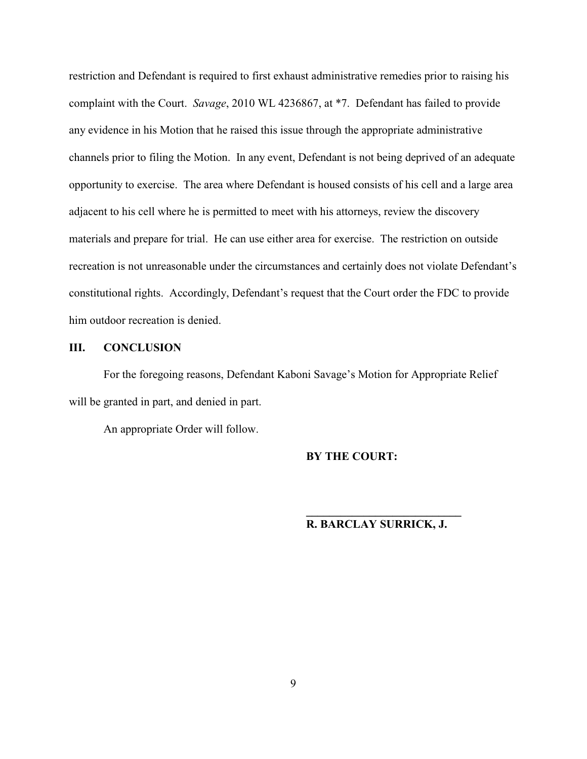restriction and Defendant is required to first exhaust administrative remedies prior to raising his complaint with the Court. *Savage*, 2010 WL 4236867, at *7. Defendant has failed to provide any evidence in his Motion that he raised this issue through the appropriate administrative channels prior to filing the Motion. In any event, Defendant is not being deprived of an adequate opportunity to exercise. The area where Defendant is housed consists of his cell and a large area adjacent to his cell where he is permitted to meet with his attorneys, review the discovery materials and prepare for trial. He can use either area for exercise. The restriction on outside recreation is not unreasonable under the circumstances and certainly does not violate Defendant's constitutional rights. Accordingly, Defendant's request that the Court order the FDC to provide him outdoor recreation is denied.

## III. CONCLUSION

For the foregoing reasons, Defendant Kaboni Savage's Motion for Appropriate Relief will be granted in part, and denied in part.

An appropriate Order will follow.

**BY THE COURT:**

**_________________________**

**R. BARCLAY SURRICK, J.**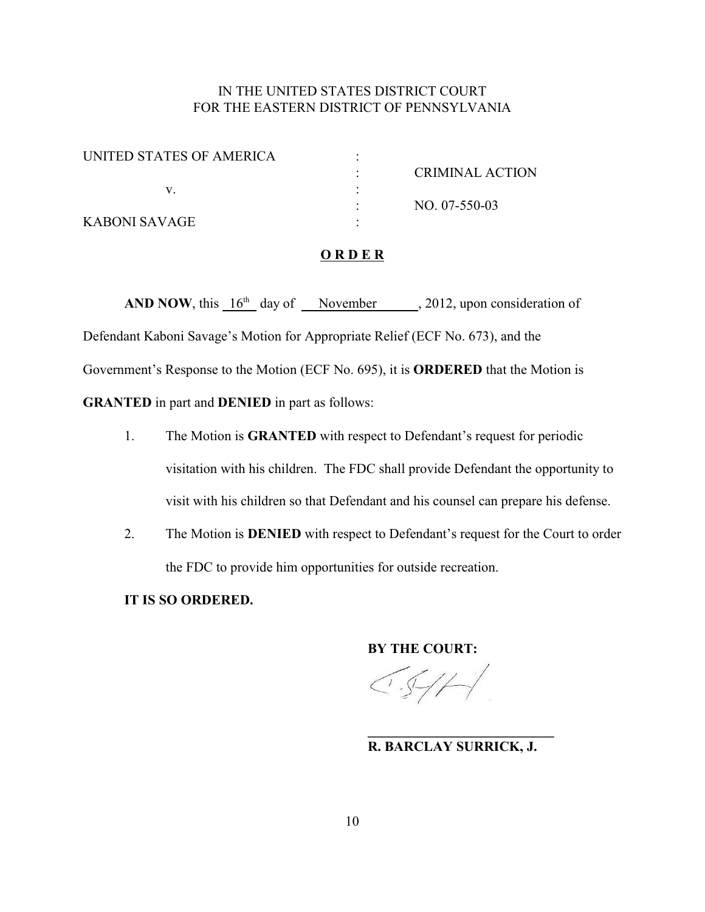IN THE UNITED STATES DISTRICT COURT
FOR THE EASTERN DISTRICT OF PENNSYLVANIA

| | | |
|---|---|---|
| UNITED STATES OF AMERICA | : | |
| | : | CRIMINAL ACTION |
| v. | : | |
| | : | NO. 07-550-03 |
| KABONI SAVAGE | : | |

**O R D E R**

**AND NOW**, this 16th day of November, 2012, upon consideration of Defendant Kaboni Savage's Motion for Appropriate Relief (ECF No. 673), and the Government's Response to the Motion (ECF No. 695), it is **ORDERED** that the Motion is **GRANTED** in part and **DENIED** in part as follows:

1. The Motion is **GRANTED** with respect to Defendant's request for periodic visitation with his children. The FDC shall provide Defendant the opportunity to visit with his children so that Defendant and his counsel can prepare his defense.

2. The Motion is **DENIED** with respect to Defendant's request for the Court to order the FDC to provide him opportunities for outside recreation.

**IT IS SO ORDERED.**

**BY THE COURT:**

**R. BARCLAY SURRICK, J.**